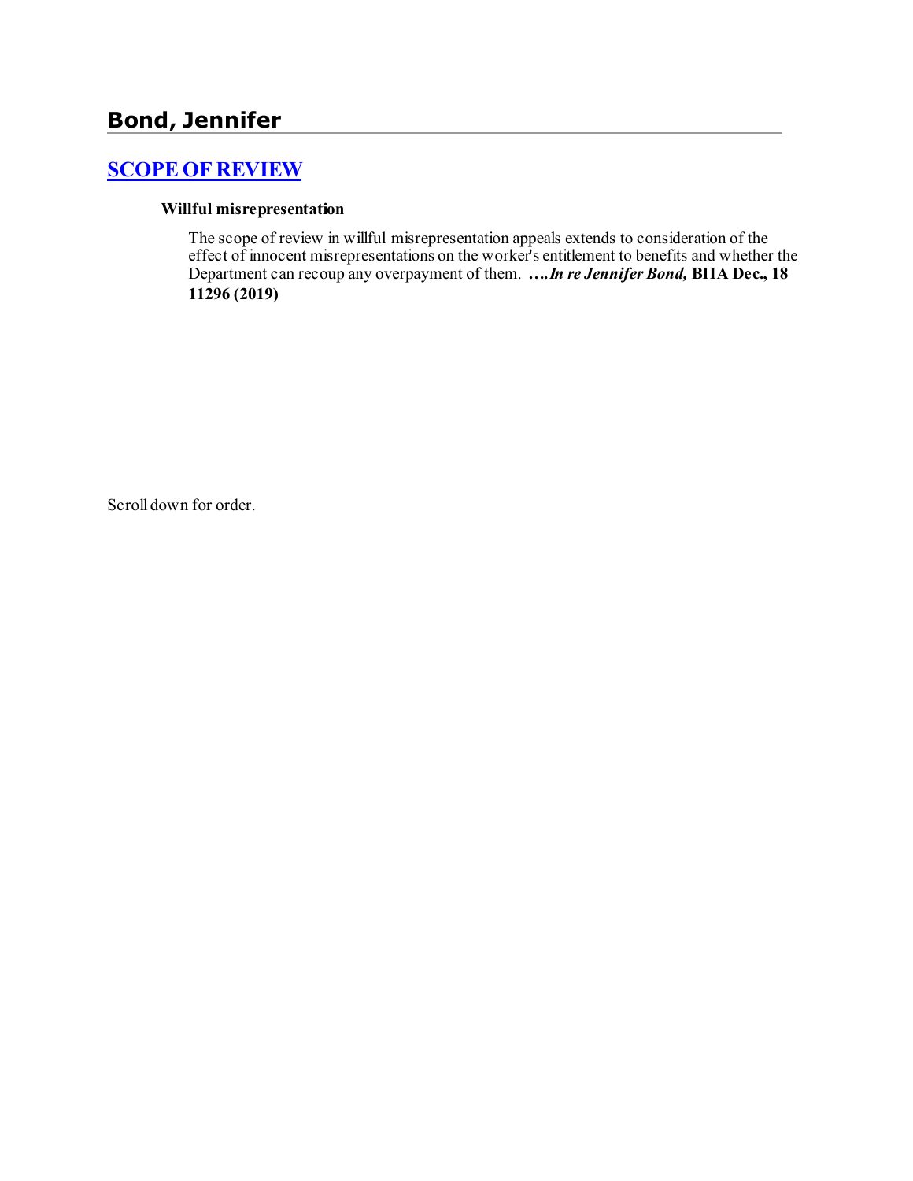# Bond, Jennifer

## [SCOPE OF REVIEW]

### Willful misrepresentation

The scope of review in willful misrepresentation appeals extends to consideration of the effect of innocent misrepresentations on the worker's entitlement to benefits and whether the Department can recoup any overpayment of them. ****….In re Jennifer Bond,* BIIA Dec., 18 11296 (2019)**

Scroll down for order.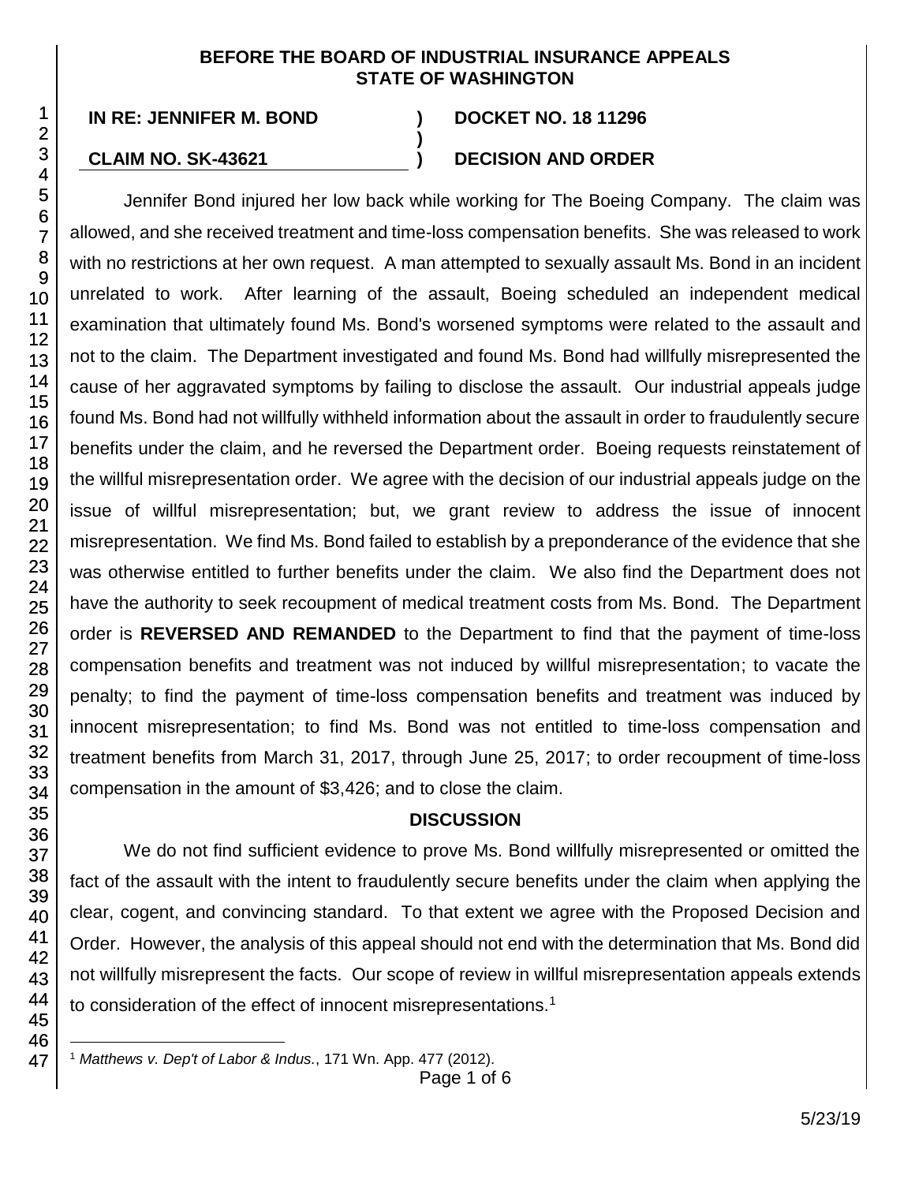**BEFORE THE BOARD OF INDUSTRIAL INSURANCE APPEALS**
**STATE OF WASHINGTON**

**IN RE: JENNIFER M. BOND** ) **DOCKET NO. 18 11296**
)
**CLAIM NO. SK-43621** ) **DECISION AND ORDER**

Jennifer Bond injured her low back while working for The Boeing Company. The claim was allowed, and she received treatment and time-loss compensation benefits. She was released to work with no restrictions at her own request. A man attempted to sexually assault Ms. Bond in an incident unrelated to work. After learning of the assault, Boeing scheduled an independent medical examination that ultimately found Ms. Bond's worsened symptoms were related to the assault and not to the claim. The Department investigated and found Ms. Bond had willfully misrepresented the cause of her aggravated symptoms by failing to disclose the assault. Our industrial appeals judge found Ms. Bond had not willfully withheld information about the assault in order to fraudulently secure benefits under the claim, and he reversed the Department order. Boeing requests reinstatement of the willful misrepresentation order. We agree with the decision of our industrial appeals judge on the issue of willful misrepresentation; but, we grant review to address the issue of innocent misrepresentation. We find Ms. Bond failed to establish by a preponderance of the evidence that she was otherwise entitled to further benefits under the claim. We also find the Department does not have the authority to seek recoupment of medical treatment costs from Ms. Bond. The Department order is **REVERSED AND REMANDED** to the Department to find that the payment of time-loss compensation benefits and treatment was not induced by willful misrepresentation; to vacate the penalty; to find the payment of time-loss compensation benefits and treatment was induced by innocent misrepresentation; to find Ms. Bond was not entitled to time-loss compensation and treatment benefits from March 31, 2017, through June 25, 2017; to order recoupment of time-loss compensation in the amount of $3,426; and to close the claim.

## DISCUSSION

We do not find sufficient evidence to prove Ms. Bond willfully misrepresented or omitted the fact of the assault with the intent to fraudulently secure benefits under the claim when applying the clear, cogent, and convincing standard. To that extent we agree with the Proposed Decision and Order. However, the analysis of this appeal should not end with the determination that Ms. Bond did not willfully misrepresent the facts. Our scope of review in willful misrepresentation appeals extends to consideration of the effect of innocent misrepresentations.[1]

[1] *Matthews v. Dep't of Labor & Indus.*, 171 Wn. App. 477 (2012).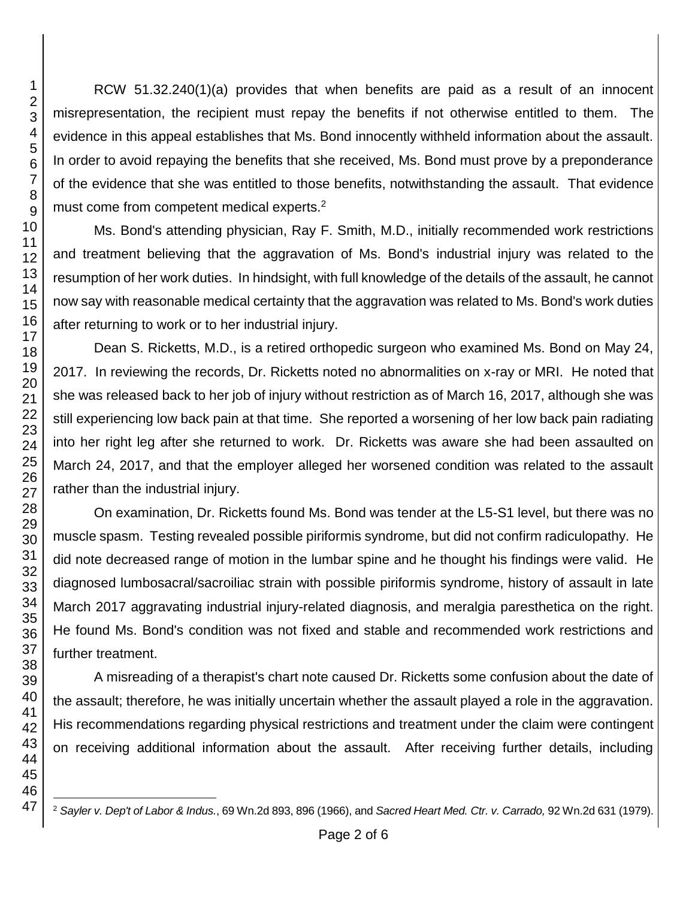RCW 51.32.240(1)(a) provides that when benefits are paid as a result of an innocent misrepresentation, the recipient must repay the benefits if not otherwise entitled to them. The evidence in this appeal establishes that Ms. Bond innocently withheld information about the assault. In order to avoid repaying the benefits that she received, Ms. Bond must prove by a preponderance of the evidence that she was entitled to those benefits, notwithstanding the assault. That evidence must come from competent medical experts.[2]

Ms. Bond's attending physician, Ray F. Smith, M.D., initially recommended work restrictions and treatment believing that the aggravation of Ms. Bond's industrial injury was related to the resumption of her work duties. In hindsight, with full knowledge of the details of the assault, he cannot now say with reasonable medical certainty that the aggravation was related to Ms. Bond's work duties after returning to work or to her industrial injury.

Dean S. Ricketts, M.D., is a retired orthopedic surgeon who examined Ms. Bond on May 24, 2017. In reviewing the records, Dr. Ricketts noted no abnormalities on x-ray or MRI. He noted that she was released back to her job of injury without restriction as of March 16, 2017, although she was still experiencing low back pain at that time. She reported a worsening of her low back pain radiating into her right leg after she returned to work. Dr. Ricketts was aware she had been assaulted on March 24, 2017, and that the employer alleged her worsened condition was related to the assault rather than the industrial injury.

On examination, Dr. Ricketts found Ms. Bond was tender at the L5-S1 level, but there was no muscle spasm. Testing revealed possible piriformis syndrome, but did not confirm radiculopathy. He did note decreased range of motion in the lumbar spine and he thought his findings were valid. He diagnosed lumbosacral/sacroiliac strain with possible piriformis syndrome, history of assault in late March 2017 aggravating industrial injury-related diagnosis, and meralgia paresthetica on the right. He found Ms. Bond's condition was not fixed and stable and recommended work restrictions and further treatment.

A misreading of a therapist's chart note caused Dr. Ricketts some confusion about the date of the assault; therefore, he was initially uncertain whether the assault played a role in the aggravation. His recommendations regarding physical restrictions and treatment under the claim were contingent on receiving additional information about the assault. After receiving further details, including

---

[2] *Sayler v. Dep't of Labor & Indus.*, 69 Wn.2d 893, 896 (1966), and *Sacred Heart Med. Ctr. v. Carrado,* 92 Wn.2d 631 (1979).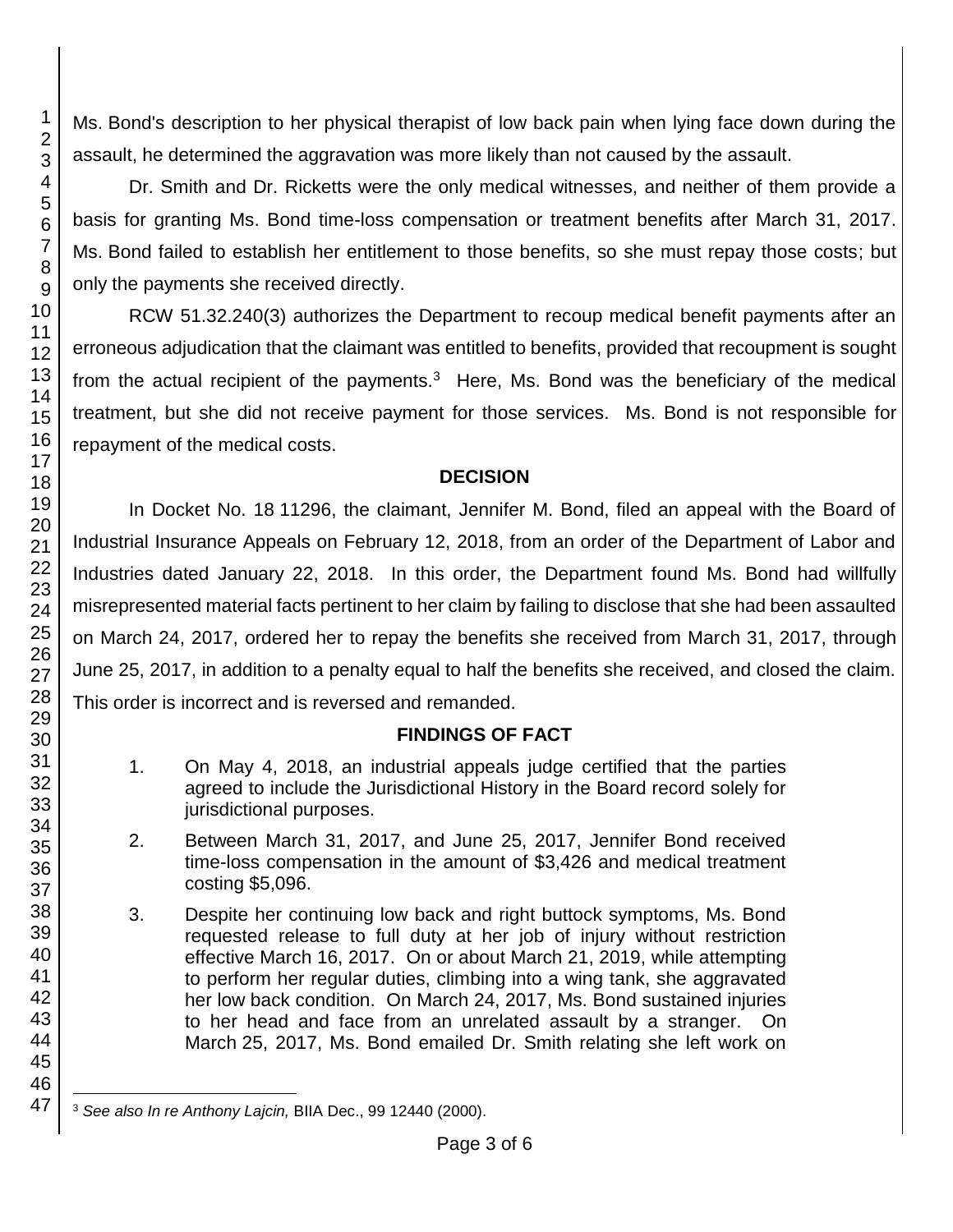Ms. Bond's description to her physical therapist of low back pain when lying face down during the assault, he determined the aggravation was more likely than not caused by the assault.

Dr. Smith and Dr. Ricketts were the only medical witnesses, and neither of them provide a basis for granting Ms. Bond time-loss compensation or treatment benefits after March 31, 2017. Ms. Bond failed to establish her entitlement to those benefits, so she must repay those costs; but only the payments she received directly.

RCW 51.32.240(3) authorizes the Department to recoup medical benefit payments after an erroneous adjudication that the claimant was entitled to benefits, provided that recoupment is sought from the actual recipient of the payments.[3] Here, Ms. Bond was the beneficiary of the medical treatment, but she did not receive payment for those services. Ms. Bond is not responsible for repayment of the medical costs.

## DECISION

In Docket No. 18 11296, the claimant, Jennifer M. Bond, filed an appeal with the Board of Industrial Insurance Appeals on February 12, 2018, from an order of the Department of Labor and Industries dated January 22, 2018. In this order, the Department found Ms. Bond had willfully misrepresented material facts pertinent to her claim by failing to disclose that she had been assaulted on March 24, 2017, ordered her to repay the benefits she received from March 31, 2017, through June 25, 2017, in addition to a penalty equal to half the benefits she received, and closed the claim. This order is incorrect and is reversed and remanded.

## FINDINGS OF FACT

1. On May 4, 2018, an industrial appeals judge certified that the parties agreed to include the Jurisdictional History in the Board record solely for jurisdictional purposes.

2. Between March 31, 2017, and June 25, 2017, Jennifer Bond received time-loss compensation in the amount of $3,426 and medical treatment costing $5,096.

3. Despite her continuing low back and right buttock symptoms, Ms. Bond requested release to full duty at her job of injury without restriction effective March 16, 2017. On or about March 21, 2019, while attempting to perform her regular duties, climbing into a wing tank, she aggravated her low back condition. On March 24, 2017, Ms. Bond sustained injuries to her head and face from an unrelated assault by a stranger. On March 25, 2017, Ms. Bond emailed Dr. Smith relating she left work on

---

[3] *See also In re Anthony Lajcin,* BIIA Dec., 99 12440 (2000).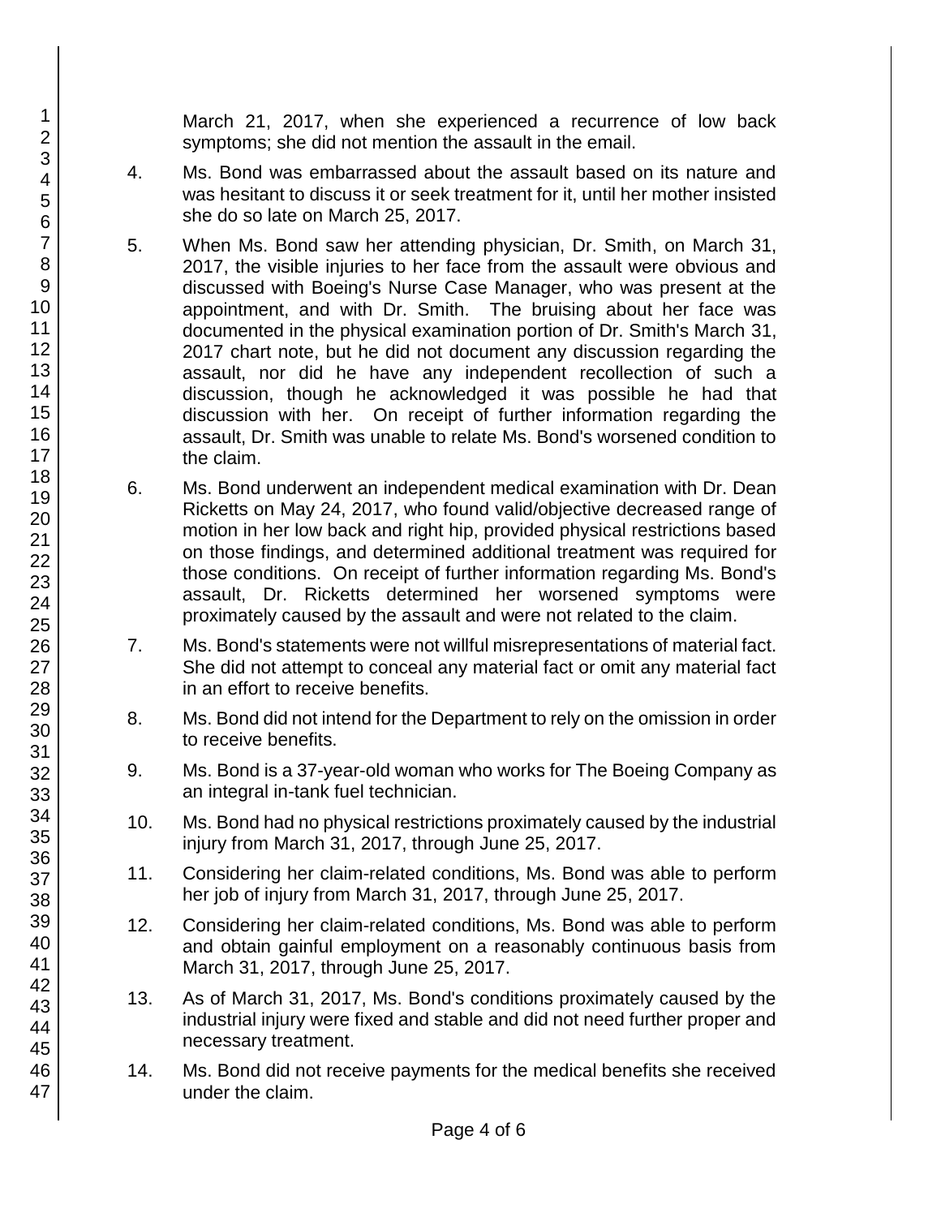March 21, 2017, when she experienced a recurrence of low back symptoms; she did not mention the assault in the email.

4. Ms. Bond was embarrassed about the assault based on its nature and was hesitant to discuss it or seek treatment for it, until her mother insisted she do so late on March 25, 2017.

5. When Ms. Bond saw her attending physician, Dr. Smith, on March 31, 2017, the visible injuries to her face from the assault were obvious and discussed with Boeing's Nurse Case Manager, who was present at the appointment, and with Dr. Smith. The bruising about her face was documented in the physical examination portion of Dr. Smith's March 31, 2017 chart note, but he did not document any discussion regarding the assault, nor did he have any independent recollection of such a discussion, though he acknowledged it was possible he had that discussion with her. On receipt of further information regarding the assault, Dr. Smith was unable to relate Ms. Bond's worsened condition to the claim.

6. Ms. Bond underwent an independent medical examination with Dr. Dean Ricketts on May 24, 2017, who found valid/objective decreased range of motion in her low back and right hip, provided physical restrictions based on those findings, and determined additional treatment was required for those conditions. On receipt of further information regarding Ms. Bond's assault, Dr. Ricketts determined her worsened symptoms were proximately caused by the assault and were not related to the claim.

7. Ms. Bond's statements were not willful misrepresentations of material fact. She did not attempt to conceal any material fact or omit any material fact in an effort to receive benefits.

8. Ms. Bond did not intend for the Department to rely on the omission in order to receive benefits.

9. Ms. Bond is a 37-year-old woman who works for The Boeing Company as an integral in-tank fuel technician.

10. Ms. Bond had no physical restrictions proximately caused by the industrial injury from March 31, 2017, through June 25, 2017.

11. Considering her claim-related conditions, Ms. Bond was able to perform her job of injury from March 31, 2017, through June 25, 2017.

12. Considering her claim-related conditions, Ms. Bond was able to perform and obtain gainful employment on a reasonably continuous basis from March 31, 2017, through June 25, 2017.

13. As of March 31, 2017, Ms. Bond's conditions proximately caused by the industrial injury were fixed and stable and did not need further proper and necessary treatment.

14. Ms. Bond did not receive payments for the medical benefits she received under the claim.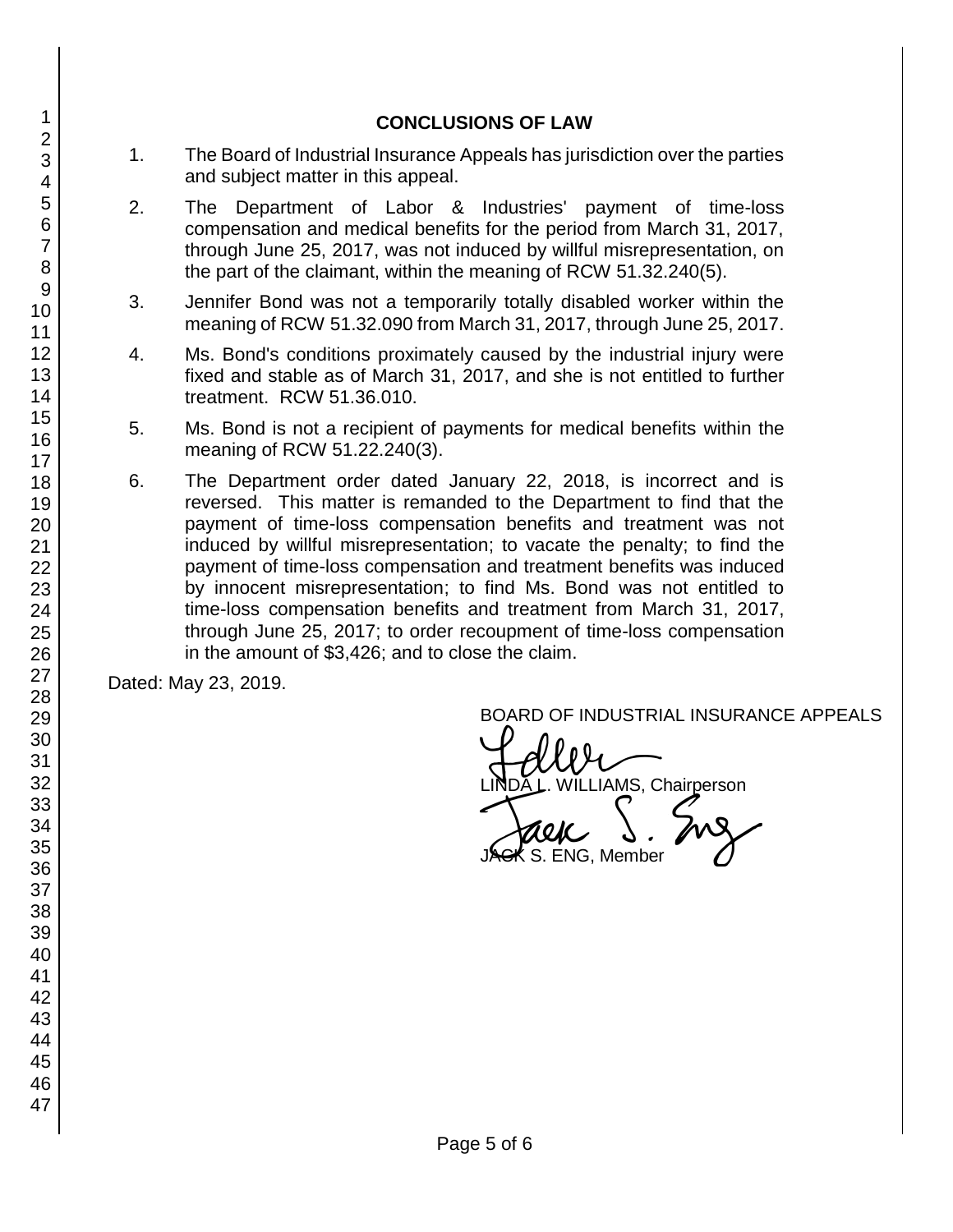## CONCLUSIONS OF LAW

1. The Board of Industrial Insurance Appeals has jurisdiction over the parties and subject matter in this appeal.

2. The Department of Labor & Industries' payment of time-loss compensation and medical benefits for the period from March 31, 2017, through June 25, 2017, was not induced by willful misrepresentation, on the part of the claimant, within the meaning of RCW 51.32.240(5).

3. Jennifer Bond was not a temporarily totally disabled worker within the meaning of RCW 51.32.090 from March 31, 2017, through June 25, 2017.

4. Ms. Bond's conditions proximately caused by the industrial injury were fixed and stable as of March 31, 2017, and she is not entitled to further treatment. RCW 51.36.010.

5. Ms. Bond is not a recipient of payments for medical benefits within the meaning of RCW 51.22.240(3).

6. The Department order dated January 22, 2018, is incorrect and is reversed. This matter is remanded to the Department to find that the payment of time-loss compensation benefits and treatment was not induced by willful misrepresentation; to vacate the penalty; to find the payment of time-loss compensation and treatment benefits was induced by innocent misrepresentation; to find Ms. Bond was not entitled to time-loss compensation benefits and treatment from March 31, 2017, through June 25, 2017; to order recoupment of time-loss compensation in the amount of $3,426; and to close the claim.

Dated: May 23, 2019.

BOARD OF INDUSTRIAL INSURANCE APPEALS

LINDA L. WILLIAMS, Chairperson

JACK S. ENG, Member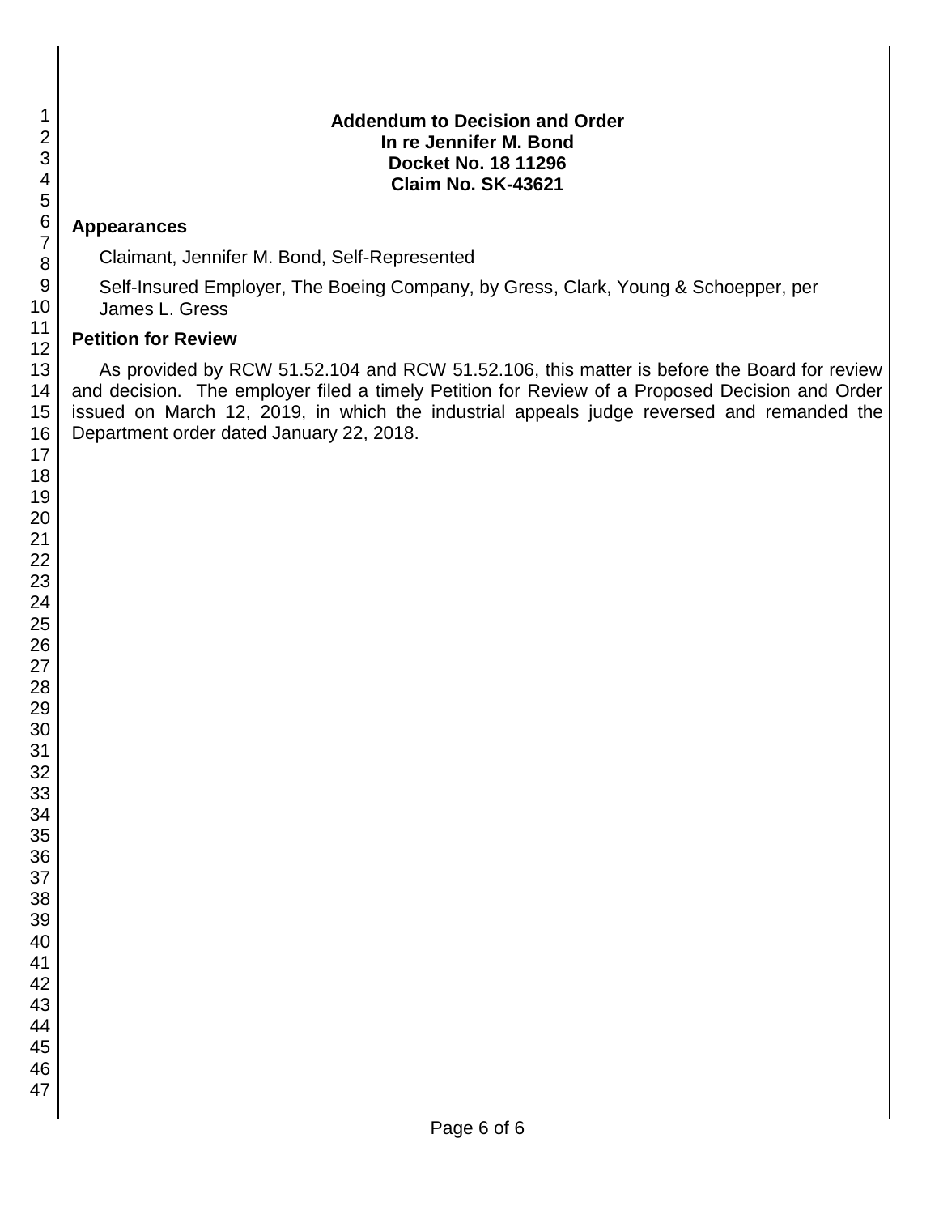**Addendum to Decision and Order**
**In re Jennifer M. Bond**
**Docket No. 18 11296**
**Claim No. SK-43621**

## Appearances

Claimant, Jennifer M. Bond, Self-Represented

Self-Insured Employer, The Boeing Company, by Gress, Clark, Young & Schoepper, per James L. Gress

## Petition for Review

As provided by RCW 51.52.104 and RCW 51.52.106, this matter is before the Board for review and decision. The employer filed a timely Petition for Review of a Proposed Decision and Order issued on March 12, 2019, in which the industrial appeals judge reversed and remanded the Department order dated January 22, 2018.